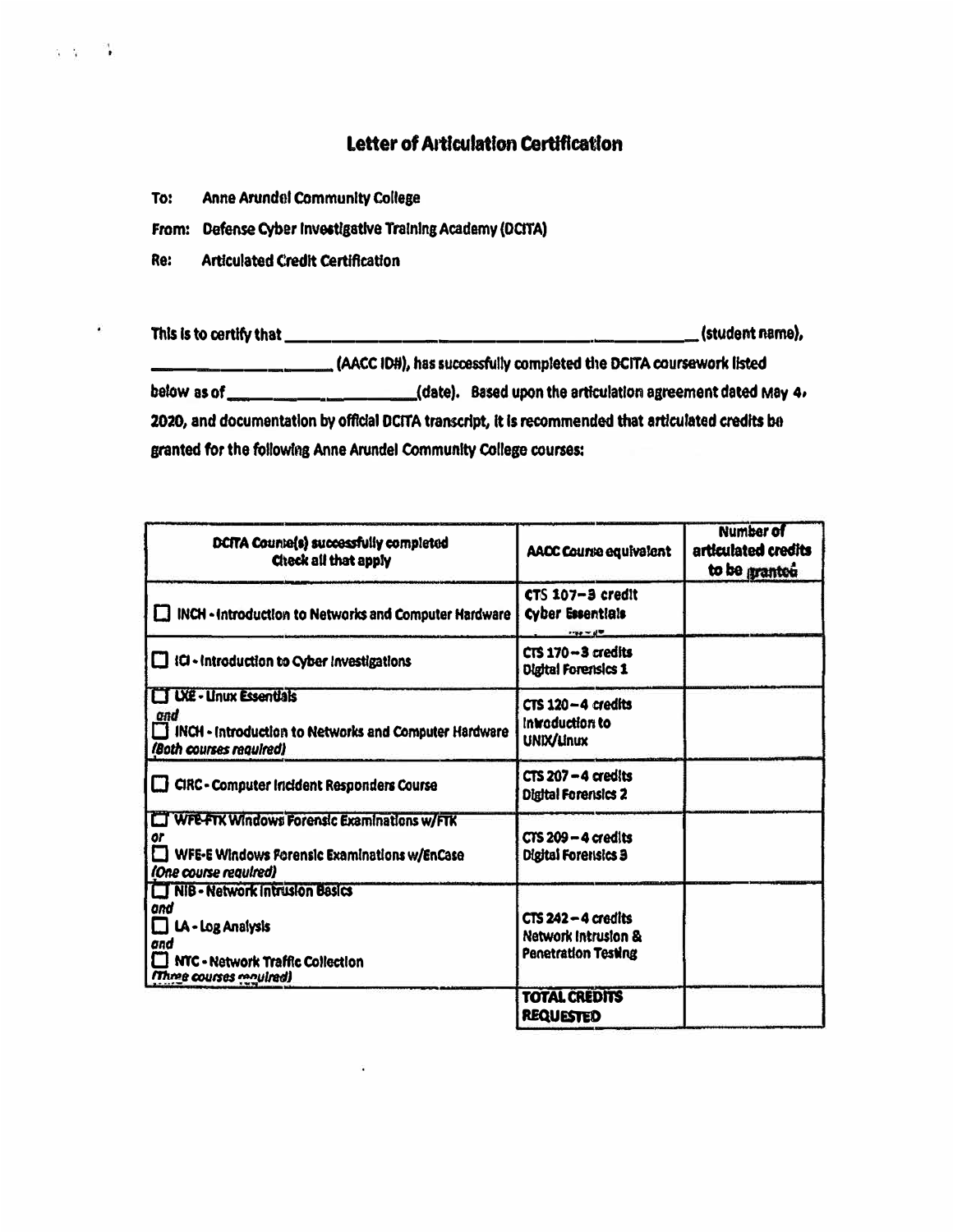# Letter of Articulation Certification

**To:** Anne Arundel Community College

**From:** Defense Cyber Investigative Training Academy (DCITA)

**Re:** Articulated Credit Certification

This is to certify that ____________________________________________ (student name), ____________________ (AACC ID#), has successfully completed the DCITA coursework listed below as of ____________________ (date). Based upon the articulation agreement dated May 4, 2020, and documentation by official DCITA transcript, it is recommended that articulated credits be granted for the following Anne Arundel Community College courses:

| DCITA Course(s) successfully completed<br>Check all that apply | AACC Course equivalent | Number of articulated credits to be granted |
|---|---|---|
| ☐ INCH - Introduction to Networks and Computer Hardware | CTS 107–3 credit<br>Cyber Essentials | |
| ☐ ICI - Introduction to Cyber Investigations | CTS 170–3 credits<br>Digital Forensics 1 | |
| ☐ LXE - Linux Essentials<br>*and*<br>☐ INCH - Introduction to Networks and Computer Hardware<br>*(Both courses required)* | CTS 120–4 credits<br>Introduction to UNIX/Linux | |
| ☐ CIRC - Computer Incident Responders Course | CTS 207–4 credits<br>Digital Forensics 2 | |
| ☐ WFE-FTK Windows Forensic Examinations w/FTK<br>*or*<br>☐ WFE-E Windows Forensic Examinations w/EnCase<br>*(One course required)* | CTS 209–4 credits<br>Digital Forensics 3 | |
| ☐ NIB - Network Intrusion Basics<br>*and*<br>☐ LA - Log Analysis<br>*and*<br>☐ NTC - Network Traffic Collection<br>*(Three courses required)* | CTS 242–4 credits<br>Network Intrusion & Penetration Testing | |
| | **TOTAL CREDITS REQUESTED** | |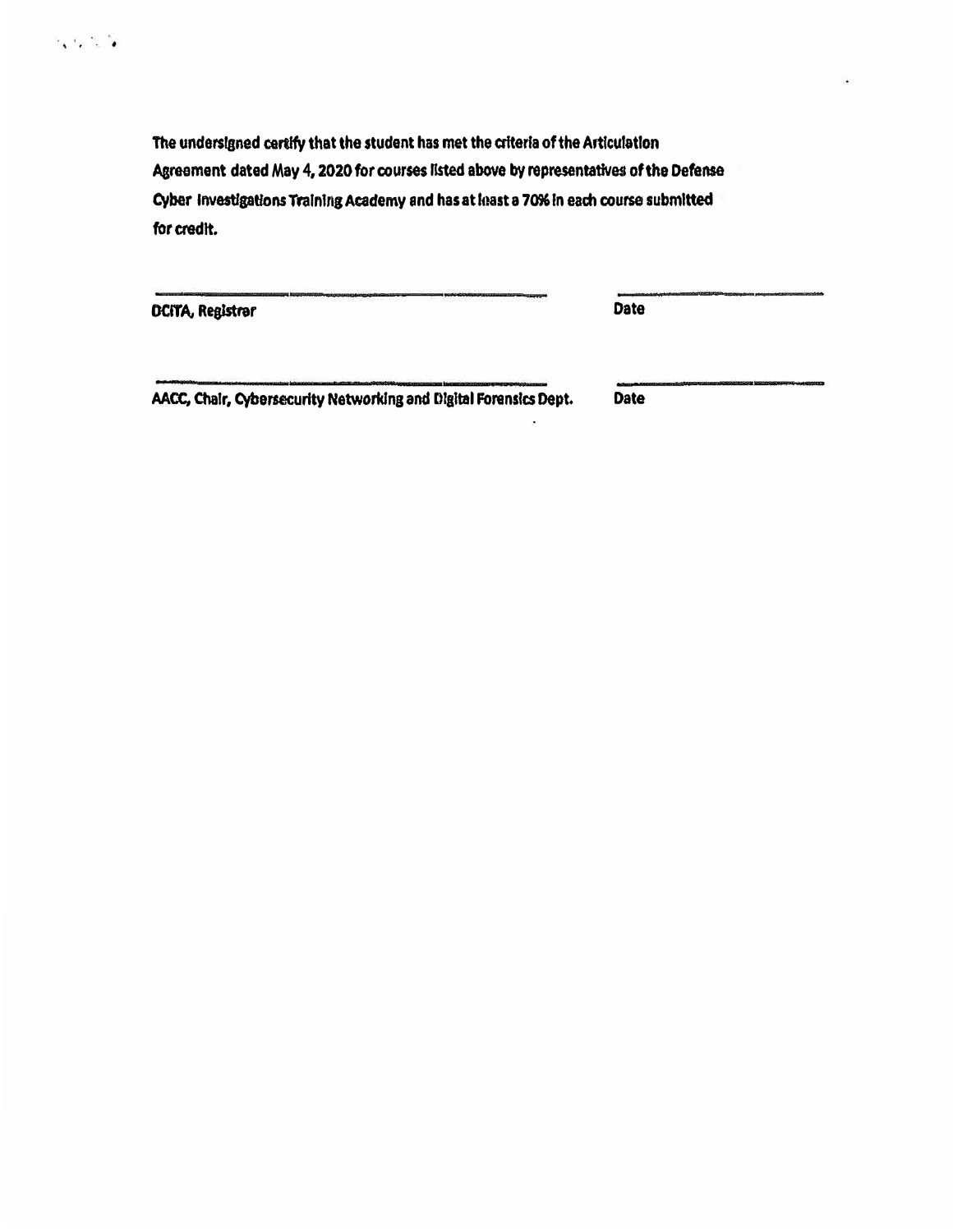The undersigned certify that the student has met the criteria of the Articulation Agreement dated May 4, 2020 for courses listed above by representatives of the Defense Cyber Investigations Training Academy and has at least a 70% in each course submitted for credit.

_______________________________________________ &nbsp;&nbsp;&nbsp;&nbsp; ____________________

DCITA, Registrar &nbsp;&nbsp;&nbsp;&nbsp; Date

_______________________________________________ &nbsp;&nbsp;&nbsp;&nbsp; ____________________

AACC, Chair, Cybersecurity Networking and Digital Forensics Dept. &nbsp;&nbsp;&nbsp;&nbsp; Date